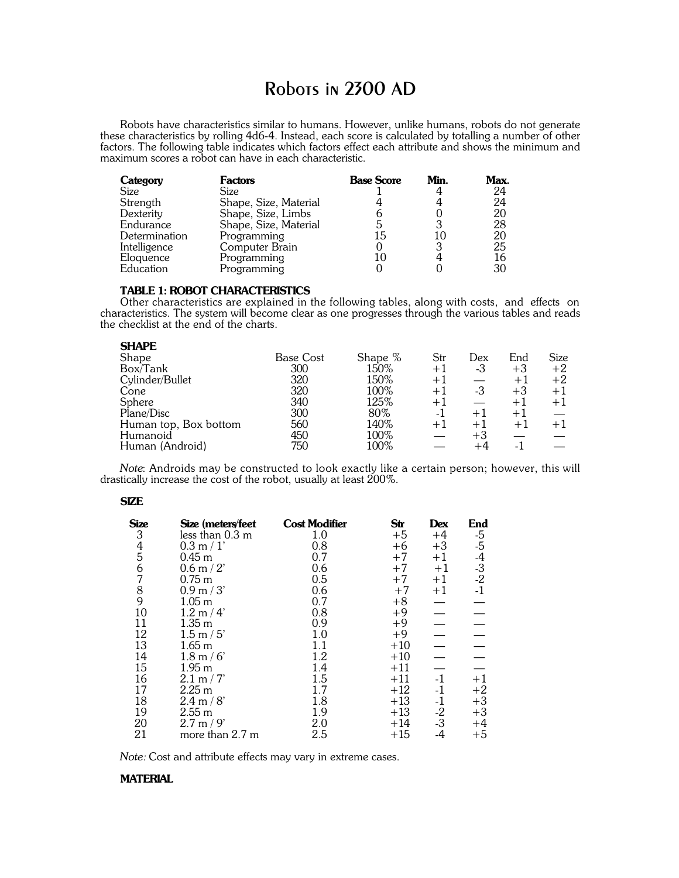# Robots in 2300 AD

Robots have characteristics similar to humans. However, unlike humans, robots do not generate these characteristics by rolling 4d6-4. Instead, each score is calculated by totalling a number of other factors. The following table indicates which factors effect each attribute and shows the minimum and maximum scores a robot can have in each characteristic.

| **Category** | **Factors** | **Base Score** | **Min.** | **Max.** |
|---|---|---|---|---|
| Size | Size | 1 | 4 | 24 |
| Strength | Shape, Size, Material | 4 | 4 | 24 |
| Dexterity | Shape, Size, Limbs | 6 | 0 | 20 |
| Endurance | Shape, Size, Material | 5 | 3 | 28 |
| Determination | Programming | 15 | 10 | 20 |
| Intelligence | Computer Brain | 0 | 3 | 25 |
| Eloquence | Programming | 10 | 4 | 16 |
| Education | Programming | 0 | 0 | 30 |

**TABLE 1: ROBOT CHARACTERISTICS**

Other characteristics are explained in the following tables, along with costs, and effects on characteristics. The system will become clear as one progresses through the various tables and reads the checklist at the end of the charts.

**SHAPE**

| Shape | Base Cost | Shape % | Str | Dex | End | Size |
|---|---|---|---|---|---|---|
| Box/Tank | 300 | 150% | +1 | -3 | +3 | +2 |
| Cylinder/Bullet | 320 | 150% | +1 | — | +1 | +2 |
| Cone | 320 | 100% | +1 | -3 | +3 | +1 |
| Sphere | 340 | 125% | +1 | — | +1 | +1 |
| Plane/Disc | 300 | 80% | -1 | +1 | +1 | — |
| Human top, Box bottom | 560 | 140% | +1 | +1 | +1 | +1 |
| Humanoid | 450 | 100% | — | +3 | — | — |
| Human (Android) | 750 | 100% | — | +4 | -1 | — |

*Note*: Androids may be constructed to look exactly like a certain person; however, this will drastically increase the cost of the robot, usually at least 200%.

**SIZE**

| **Size** | **Size (meters/feet** | **Cost Modifier** | **Str** | **Dex** | **End** |
|---|---|---|---|---|---|
| 3 | less than 0.3 m | 1.0 | +5 | +4 | -5 |
| 4 | 0.3 m / 1' | 0.8 | +6 | +3 | -5 |
| 5 | 0.45 m | 0.7 | +7 | +1 | -4 |
| 6 | 0.6 m / 2' | 0.6 | +7 | +1 | -3 |
| 7 | 0.75 m | 0.5 | +7 | +1 | -2 |
| 8 | 0.9 m / 3' | 0.6 | +7 | +1 | -1 |
| 9 | 1.05 m | 0.7 | +8 | — | — |
| 10 | 1.2 m / 4' | 0.8 | +9 | — | — |
| 11 | 1.35 m | 0.9 | +9 | — | — |
| 12 | 1.5 m / 5' | 1.0 | +9 | — | — |
| 13 | 1.65 m | 1.1 | +10 | — | — |
| 14 | 1.8 m / 6' | 1.2 | +10 | — | — |
| 15 | 1.95 m | 1.4 | +11 | — | — |
| 16 | 2.1 m / 7' | 1.5 | +11 | -1 | +1 |
| 17 | 2.25 m | 1.7 | +12 | -1 | +2 |
| 18 | 2.4 m / 8' | 1.8 | +13 | -1 | +3 |
| 19 | 2.55 m | 1.9 | +13 | -2 | +3 |
| 20 | 2.7 m / 9' | 2.0 | +14 | -3 | +4 |
| 21 | more than 2.7 m | 2.5 | +15 | -4 | +5 |

*Note:* Cost and attribute effects may vary in extreme cases.

**MATERIAL**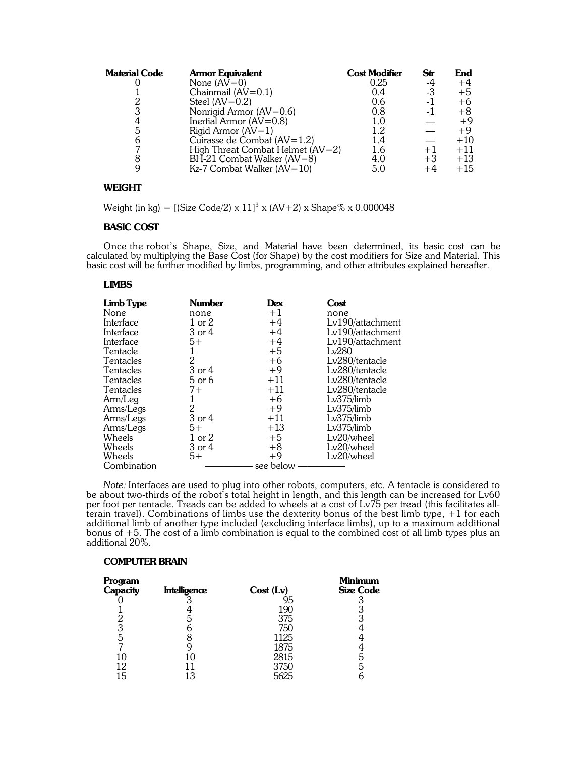| Material Code | Armor Equivalent | Cost Modifier | Str | End |
|---|---|---|---|---|
| 0 | None (AV=0) | 0.25 | -4 | +4 |
| 1 | Chainmail (AV=0.1) | 0.4 | -3 | +5 |
| 2 | Steel (AV=0.2) | 0.6 | -1 | +6 |
| 3 | Nonrigid Armor (AV=0.6) | 0.8 | -1 | +8 |
| 4 | Inertial Armor (AV=0.8) | 1.0 | — | +9 |
| 5 | Rigid Armor (AV=1) | 1.2 | — | +9 |
| 6 | Cuirasse de Combat (AV=1.2) | 1.4 | — | +10 |
| 7 | High Threat Combat Helmet (AV=2) | 1.6 | +1 | +11 |
| 8 | BH-21 Combat Walker (AV=8) | 4.0 | +3 | +13 |
| 9 | Kz-7 Combat Walker (AV=10) | 5.0 | +4 | +15 |

### WEIGHT

Weight (in kg) = $[(\text{Size Code}/2) \times 11]^3 \times (\text{AV}+2) \times \text{Shape\%} \times 0.000048$

### BASIC COST

Once the robot's Shape, Size, and Material have been determined, its basic cost can be calculated by multiplying the Base Cost (for Shape) by the cost modifiers for Size and Material. This basic cost will be further modified by limbs, programming, and other attributes explained hereafter.

### LIMBS

| Limb Type | Number | Dex | Cost |
|---|---|---|---|
| None | none | +1 | none |
| Interface | 1 or 2 | +4 | Lv190/attachment |
| Interface | 3 or 4 | +4 | Lv190/attachment |
| Interface | 5+ | +4 | Lv190/attachment |
| Tentacle | 1 | +5 | Lv280 |
| Tentacles | 2 | +6 | Lv280/tentacle |
| Tentacles | 3 or 4 | +9 | Lv280/tentacle |
| Tentacles | 5 or 6 | +11 | Lv280/tentacle |
| Tentacles | 7+ | +11 | Lv280/tentacle |
| Arm/Leg | 1 | +6 | Lv375/limb |
| Arms/Legs | 2 | +9 | Lv375/limb |
| Arms/Legs | 3 or 4 | +11 | Lv375/limb |
| Arms/Legs | 5+ | +13 | Lv375/limb |
| Wheels | 1 or 2 | +5 | Lv20/wheel |
| Wheels | 3 or 4 | +8 | Lv20/wheel |
| Wheels | 5+ | +9 | Lv20/wheel |
| Combination | ——— see below ——— | | |

*Note:* Interfaces are used to plug into other robots, computers, etc. A tentacle is considered to be about two-thirds of the robot's total height in length, and this length can be increased for Lv60 per foot per tentacle. Treads can be added to wheels at a cost of Lv75 per tread (this facilitates all-terrain travel). Combinations of limbs use the dexterity bonus of the best limb type, +1 for each additional limb of another type included (excluding interface limbs), up to a maximum additional bonus of +5. The cost of a limb combination is equal to the combined cost of all limb types plus an additional 20%.

### COMPUTER BRAIN

| Program Capacity | Intelligence | Cost (Lv) | Minimum Size Code |
|---|---|---|---|
| 0 | 3 | 95 | 3 |
| 1 | 4 | 190 | 3 |
| 2 | 5 | 375 | 3 |
| 3 | 6 | 750 | 4 |
| 5 | 8 | 1125 | 4 |
| 7 | 9 | 1875 | 4 |
| 10 | 10 | 2815 | 5 |
| 12 | 11 | 3750 | 5 |
| 15 | 13 | 5625 | 6 |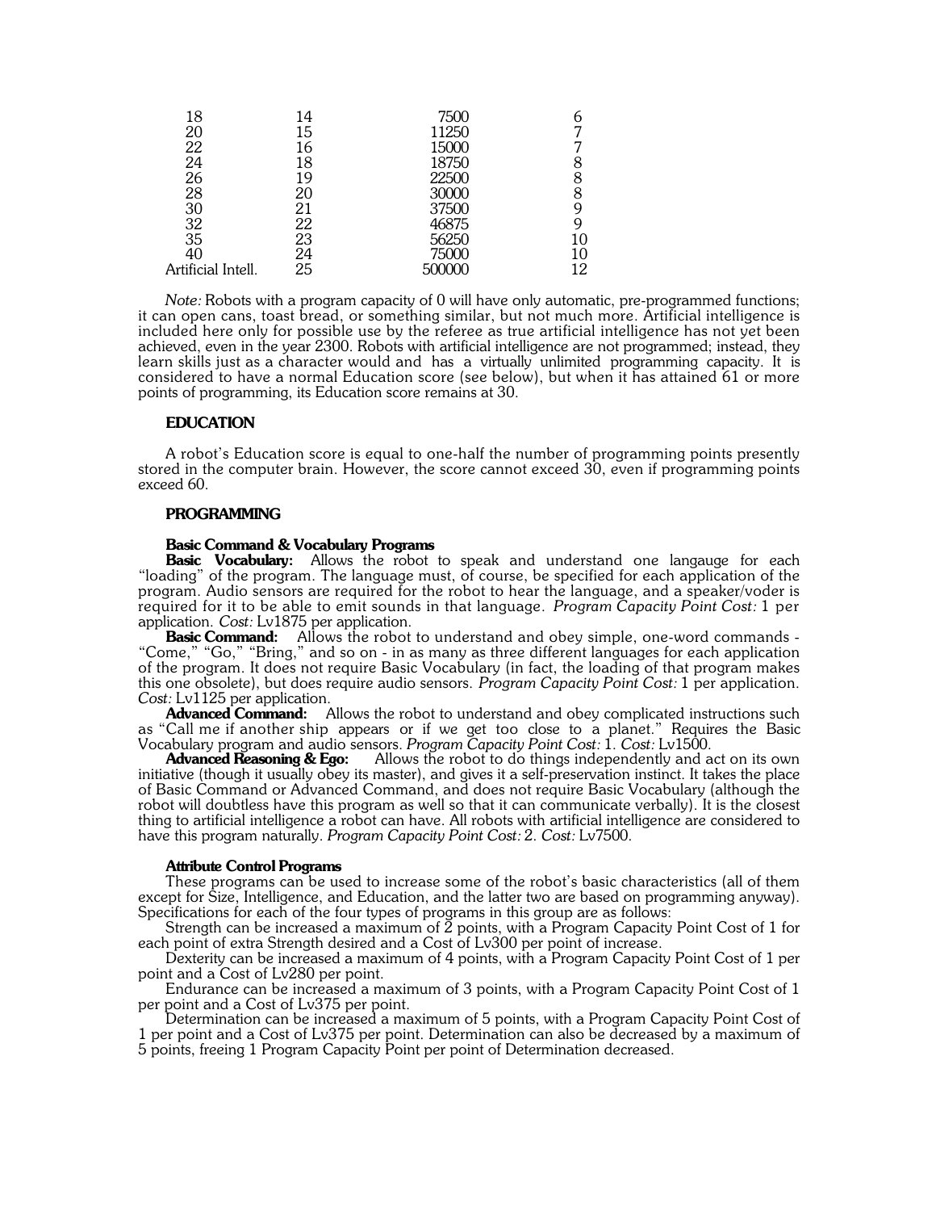| | | | |
|---|---|---|---|
| 18 | 14 | 7500 | 6 |
| 20 | 15 | 11250 | 7 |
| 22 | 16 | 15000 | 7 |
| 24 | 18 | 18750 | 8 |
| 26 | 19 | 22500 | 8 |
| 28 | 20 | 30000 | 8 |
| 30 | 21 | 37500 | 9 |
| 32 | 22 | 46875 | 9 |
| 35 | 23 | 56250 | 10 |
| 40 | 24 | 75000 | 10 |
| Artificial Intell. | 25 | 500000 | 12 |

*Note:* Robots with a program capacity of 0 will have only automatic, pre-programmed functions; it can open cans, toast bread, or something similar, but not much more. Artificial intelligence is included here only for possible use by the referee as true artificial intelligence has not yet been achieved, even in the year 2300. Robots with artificial intelligence are not programmed; instead, they learn skills just as a character would and has a virtually unlimited programming capacity. It is considered to have a normal Education score (see below), but when it has attained 61 or more points of programming, its Education score remains at 30.

### EDUCATION

A robot's Education score is equal to one-half the number of programming points presently stored in the computer brain. However, the score cannot exceed 30, even if programming points exceed 60.

### PROGRAMMING

#### Basic Command & Vocabulary Programs

**Basic Vocabulary:** Allows the robot to speak and understand one langauge for each "loading" of the program. The language must, of course, be specified for each application of the program. Audio sensors are required for the robot to hear the language, and a speaker/voder is required for it to be able to emit sounds in that language. *Program Capacity Point Cost:* 1 per application. *Cost:* Lv1875 per application.

**Basic Command:** Allows the robot to understand and obey simple, one-word commands - "Come," "Go," "Bring," and so on - in as many as three different languages for each application of the program. It does not require Basic Vocabulary (in fact, the loading of that program makes this one obsolete), but does require audio sensors. *Program Capacity Point Cost:* 1 per application. *Cost:* Lv1125 per application.

**Advanced Command:** Allows the robot to understand and obey complicated instructions such as "Call me if another ship appears or if we get too close to a planet." Requires the Basic Vocabulary program and audio sensors. *Program Capacity Point Cost:* 1. *Cost:* Lv1500.

**Advanced Reasoning & Ego:** Allows the robot to do things independently and act on its own initiative (though it usually obey its master), and gives it a self-preservation instinct. It takes the place of Basic Command or Advanced Command, and does not require Basic Vocabulary (although the robot will doubtless have this program as well so that it can communicate verbally). It is the closest thing to artificial intelligence a robot can have. All robots with artificial intelligence are considered to have this program naturally. *Program Capacity Point Cost:* 2. *Cost:* Lv7500.

#### Attribute Control Programs

These programs can be used to increase some of the robot's basic characteristics (all of them except for Size, Intelligence, and Education, and the latter two are based on programming anyway). Specifications for each of the four types of programs in this group are as follows:

Strength can be increased a maximum of 2 points, with a Program Capacity Point Cost of 1 for each point of extra Strength desired and a Cost of Lv300 per point of increase.

Dexterity can be increased a maximum of 4 points, with a Program Capacity Point Cost of 1 per point and a Cost of Lv280 per point.

Endurance can be increased a maximum of 3 points, with a Program Capacity Point Cost of 1 per point and a Cost of Lv375 per point.

Determination can be increased a maximum of 5 points, with a Program Capacity Point Cost of 1 per point and a Cost of Lv375 per point. Determination can also be decreased by a maximum of 5 points, freeing 1 Program Capacity Point per point of Determination decreased.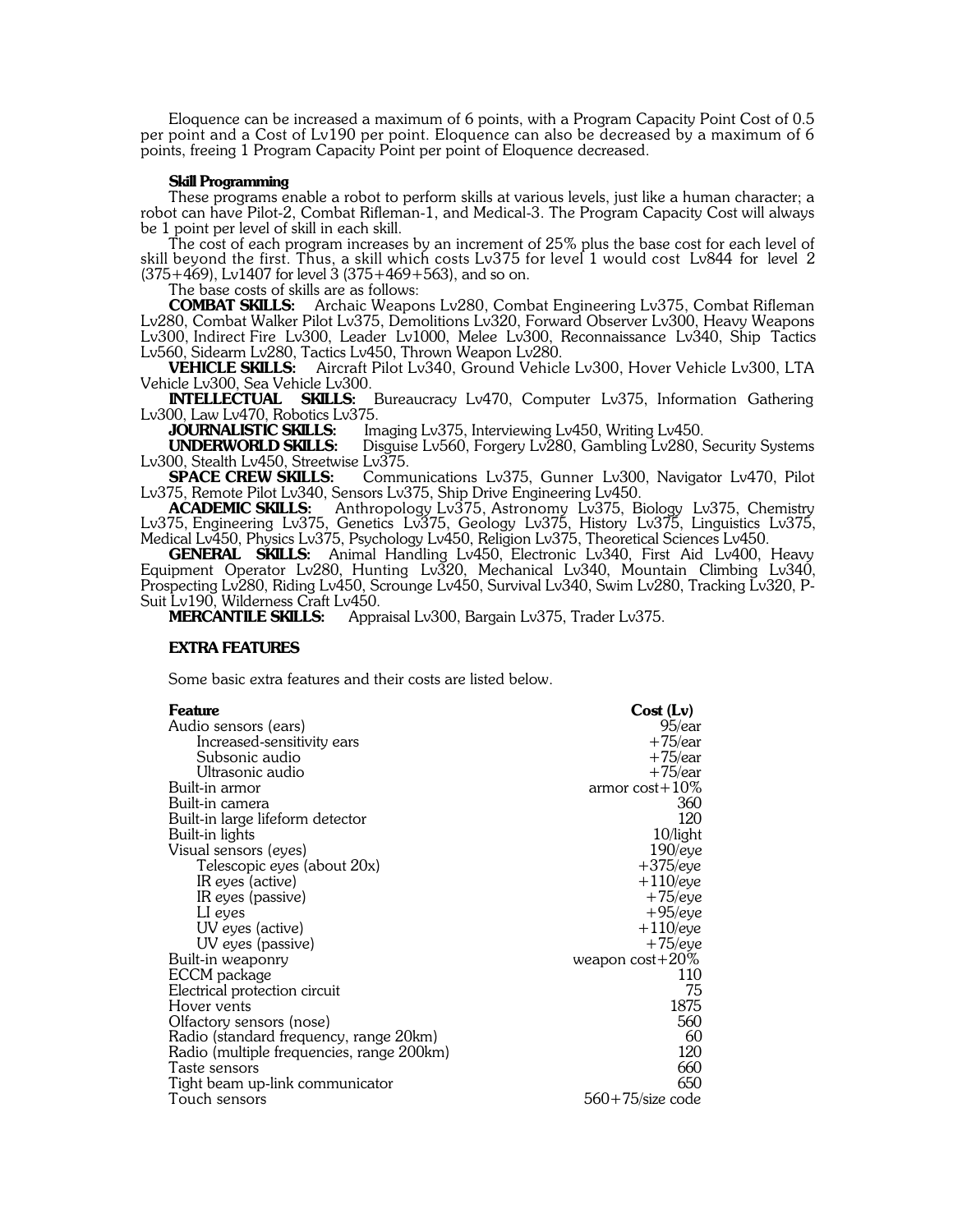Eloquence can be increased a maximum of 6 points, with a Program Capacity Point Cost of 0.5 per point and a Cost of Lv190 per point. Eloquence can also be decreased by a maximum of 6 points, freeing 1 Program Capacity Point per point of Eloquence decreased.

### Skill Programming

These programs enable a robot to perform skills at various levels, just like a human character; a robot can have Pilot-2, Combat Rifleman-1, and Medical-3. The Program Capacity Cost will always be 1 point per level of skill in each skill.

The cost of each program increases by an increment of 25% plus the base cost for each level of skill beyond the first. Thus, a skill which costs Lv375 for level 1 would cost Lv844 for level 2 (375+469), Lv1407 for level 3 (375+469+563), and so on.

The base costs of skills are as follows:

**COMBAT SKILLS:** Archaic Weapons Lv280, Combat Engineering Lv375, Combat Rifleman Lv280, Combat Walker Pilot Lv375, Demolitions Lv320, Forward Observer Lv300, Heavy Weapons Lv300, Indirect Fire Lv300, Leader Lv1000, Melee Lv300, Reconnaissance Lv340, Ship Tactics Lv560, Sidearm Lv280, Tactics Lv450, Thrown Weapon Lv280.

**VEHICLE SKILLS:** Aircraft Pilot Lv340, Ground Vehicle Lv300, Hover Vehicle Lv300, LTA Vehicle Lv300, Sea Vehicle Lv300.

**INTELLECTUAL SKILLS:** Bureaucracy Lv470, Computer Lv375, Information Gathering Lv300, Law Lv470, Robotics Lv375.

**JOURNALISTIC SKILLS:** Imaging Lv375, Interviewing Lv450, Writing Lv450.

**UNDERWORLD SKILLS:** Disguise Lv560, Forgery Lv280, Gambling Lv280, Security Systems Lv300, Stealth Lv450, Streetwise Lv375.

**SPACE CREW SKILLS:** Communications Lv375, Gunner Lv300, Navigator Lv470, Pilot Lv375, Remote Pilot Lv340, Sensors Lv375, Ship Drive Engineering Lv450.

**ACADEMIC SKILLS:** Anthropology Lv375, Astronomy Lv375, Biology Lv375, Chemistry Lv375, Engineering Lv375, Genetics Lv375, Geology Lv375, History Lv375, Linguistics Lv375, Medical Lv450, Physics Lv375, Psychology Lv450, Religion Lv375, Theoretical Sciences Lv450.

**GENERAL SKILLS:** Animal Handling Lv450, Electronic Lv340, First Aid Lv400, Heavy Equipment Operator Lv280, Hunting Lv320, Mechanical Lv340, Mountain Climbing Lv340, Prospecting Lv280, Riding Lv450, Scrounge Lv450, Survival Lv340, Swim Lv280, Tracking Lv320, P-Suit Lv190, Wilderness Craft Lv450.

**MERCANTILE SKILLS:** Appraisal Lv300, Bargain Lv375, Trader Lv375.

### EXTRA FEATURES

Some basic extra features and their costs are listed below.

| Feature | Cost (Lv) |
|---|---|
| Audio sensors (ears) | 95/ear |
| Increased-sensitivity ears | +75/ear |
| Subsonic audio | +75/ear |
| Ultrasonic audio | +75/ear |
| Built-in armor | armor cost+10% |
| Built-in camera | 360 |
| Built-in large lifeform detector | 120 |
| Built-in lights | 10/light |
| Visual sensors (eyes) | 190/eye |
| Telescopic eyes (about 20x) | +375/eye |
| IR eyes (active) | +110/eye |
| IR eyes (passive) | +75/eye |
| LI eyes | +95/eye |
| UV eyes (active) | +110/eye |
| UV eyes (passive) | +75/eye |
| Built-in weaponry | weapon cost+20% |
| ECCM package | 110 |
| Electrical protection circuit | 75 |
| Hover vents | 1875 |
| Olfactory sensors (nose) | 560 |
| Radio (standard frequency, range 20km) | 60 |
| Radio (multiple frequencies, range 200km) | 120 |
| Taste sensors | 660 |
| Tight beam up-link communicator | 650 |
| Touch sensors | 560+75/size code |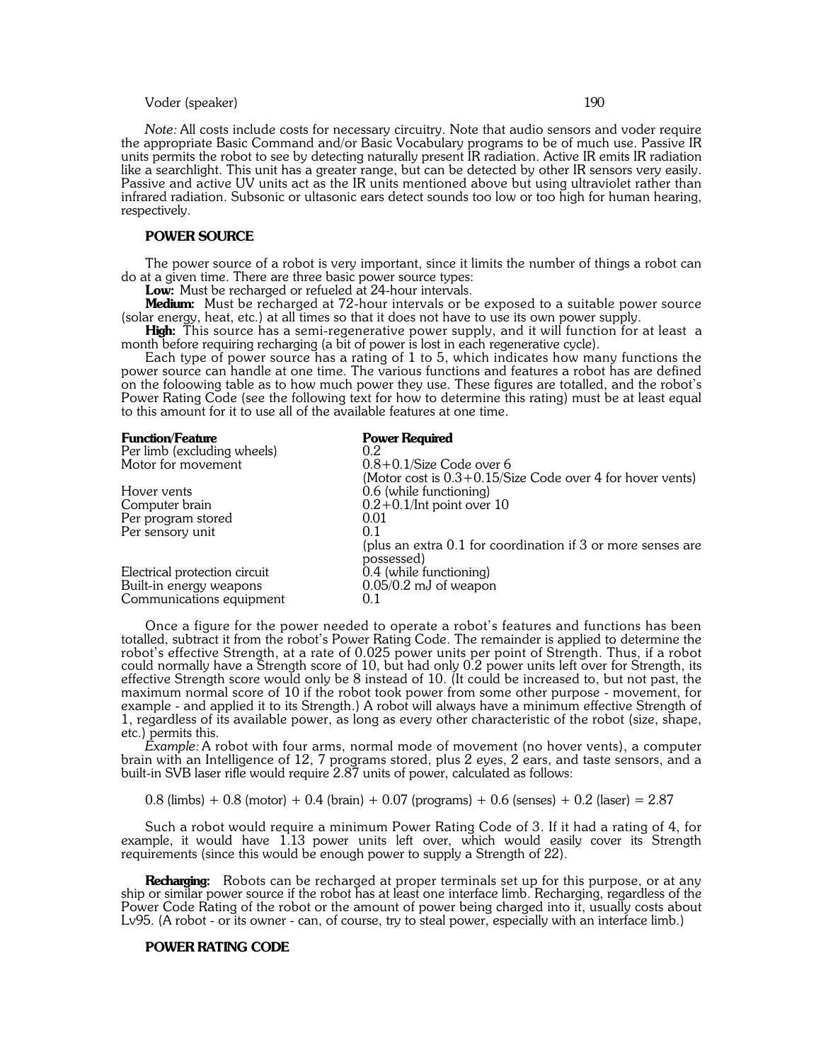Voder (speaker) 190

*Note:* All costs include costs for necessary circuitry. Note that audio sensors and voder require the appropriate Basic Command and/or Basic Vocabulary programs to be of much use. Passive IR units permits the robot to see by detecting naturally present IR radiation. Active IR emits IR radiation like a searchlight. This unit has a greater range, but can be detected by other IR sensors very easily. Passive and active UV units act as the IR units mentioned above but using ultraviolet rather than infrared radiation. Subsonic or ultasonic ears detect sounds too low or too high for human hearing, respectively.

## POWER SOURCE

The power source of a robot is very important, since it limits the number of things a robot can do at a given time. There are three basic power source types:

**Low:** Must be recharged or refueled at 24-hour intervals.

**Medium:** Must be recharged at 72-hour intervals or be exposed to a suitable power source (solar energy, heat, etc.) at all times so that it does not have to use its own power supply.

**High:** This source has a semi-regenerative power supply, and it will function for at least a month before requiring recharging (a bit of power is lost in each regenerative cycle).

Each type of power source has a rating of 1 to 5, which indicates how many functions the power source can handle at one time. The various functions and features a robot has are defined on the foloowing table as to how much power they use. These figures are totalled, and the robot's Power Rating Code (see the following text for how to determine this rating) must be at least equal to this amount for it to use all of the available features at one time.

| Function/Feature | Power Required |
|---|---|
| Per limb (excluding wheels) | 0.2 |
| Motor for movement | 0.8+0.1/Size Code over 6<br>(Motor cost is 0.3+0.15/Size Code over 4 for hover vents) |
| Hover vents | 0.6 (while functioning) |
| Computer brain | 0.2+0.1/Int point over 10 |
| Per program stored | 0.01 |
| Per sensory unit | 0.1<br>(plus an extra 0.1 for coordination if 3 or more senses are possessed) |
| Electrical protection circuit | 0.4 (while functioning) |
| Built-in energy weapons | 0.05/0.2 mJ of weapon |
| Communications equipment | 0.1 |

Once a figure for the power needed to operate a robot's features and functions has been totalled, subtract it from the robot's Power Rating Code. The remainder is applied to determine the robot's effective Strength, at a rate of 0.025 power units per point of Strength. Thus, if a robot could normally have a Strength score of 10, but had only 0.2 power units left over for Strength, its effective Strength score would only be 8 instead of 10. (It could be increased to, but not past, the maximum normal score of 10 if the robot took power from some other purpose - movement, for example - and applied it to its Strength.) A robot will always have a minimum effective Strength of 1, regardless of its available power, as long as every other characteristic of the robot (size, shape, etc.) permits this.

*Example:* A robot with four arms, normal mode of movement (no hover vents), a computer brain with an Intelligence of 12, 7 programs stored, plus 2 eyes, 2 ears, and taste sensors, and a built-in SVB laser rifle would require 2.87 units of power, calculated as follows:

0.8 (limbs) + 0.8 (motor) + 0.4 (brain) + 0.07 (programs) + 0.6 (senses) + 0.2 (laser) = 2.87

Such a robot would require a minimum Power Rating Code of 3. If it had a rating of 4, for example, it would have 1.13 power units left over, which would easily cover its Strength requirements (since this would be enough power to supply a Strength of 22).

**Recharging:** Robots can be recharged at proper terminals set up for this purpose, or at any ship or similar power source if the robot has at least one interface limb. Recharging, regardless of the Power Code Rating of the robot or the amount of power being charged into it, usually costs about Lv95. (A robot - or its owner - can, of course, try to steal power, especially with an interface limb.)

## POWER RATING CODE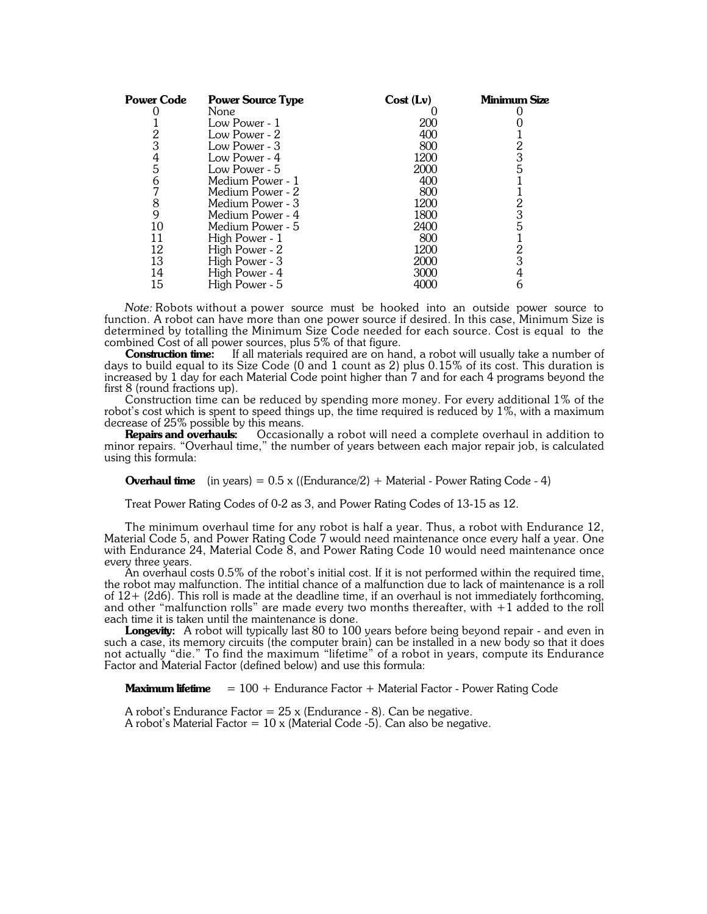| Power Code | Power Source Type | Cost (Lv) | Minimum Size |
|---|---|---|---|
| 0 | None | 0 | 0 |
| 1 | Low Power - 1 | 200 | 0 |
| 2 | Low Power - 2 | 400 | 1 |
| 3 | Low Power - 3 | 800 | 2 |
| 4 | Low Power - 4 | 1200 | 3 |
| 5 | Low Power - 5 | 2000 | 5 |
| 6 | Medium Power - 1 | 400 | 1 |
| 7 | Medium Power - 2 | 800 | 1 |
| 8 | Medium Power - 3 | 1200 | 2 |
| 9 | Medium Power - 4 | 1800 | 3 |
| 10 | Medium Power - 5 | 2400 | 5 |
| 11 | High Power - 1 | 800 | 1 |
| 12 | High Power - 2 | 1200 | 2 |
| 13 | High Power - 3 | 2000 | 3 |
| 14 | High Power - 4 | 3000 | 4 |
| 15 | High Power - 5 | 4000 | 6 |

*Note:* Robots without a power source must be hooked into an outside power source to function. A robot can have more than one power source if desired. In this case, Minimum Size is determined by totalling the Minimum Size Code needed for each source. Cost is equal to the combined Cost of all power sources, plus 5% of that figure.

**Construction time:** If all materials required are on hand, a robot will usually take a number of days to build equal to its Size Code (0 and 1 count as 2) plus 0.15% of its cost. This duration is increased by 1 day for each Material Code point higher than 7 and for each 4 programs beyond the first 8 (round fractions up).

Construction time can be reduced by spending more money. For every additional 1% of the robot's cost which is spent to speed things up, the time required is reduced by 1%, with a maximum decrease of 25% possible by this means.

**Repairs and overhauls:** Occasionally a robot will need a complete overhaul in addition to minor repairs. "Overhaul time," the number of years between each major repair job, is calculated using this formula:

**Overhaul time** (in years) = 0.5 x ((Endurance/2) + Material - Power Rating Code - 4)

Treat Power Rating Codes of 0-2 as 3, and Power Rating Codes of 13-15 as 12.

The minimum overhaul time for any robot is half a year. Thus, a robot with Endurance 12, Material Code 5, and Power Rating Code 7 would need maintenance once every half a year. One with Endurance 24, Material Code 8, and Power Rating Code 10 would need maintenance once every three years.

An overhaul costs 0.5% of the robot's initial cost. If it is not performed within the required time, the robot may malfunction. The intitial chance of a malfunction due to lack of maintenance is a roll of 12+ (2d6). This roll is made at the deadline time, if an overhaul is not immediately forthcoming, and other "malfunction rolls" are made every two months thereafter, with +1 added to the roll each time it is taken until the maintenance is done.

**Longevity:** A robot will typically last 80 to 100 years before being beyond repair - and even in such a case, its memory circuits (the computer brain) can be installed in a new body so that it does not actually "die." To find the maximum "lifetime" of a robot in years, compute its Endurance Factor and Material Factor (defined below) and use this formula:

**Maximum lifetime** = 100 + Endurance Factor + Material Factor - Power Rating Code

A robot's Endurance Factor = 25 x (Endurance - 8). Can be negative.
A robot's Material Factor = 10 x (Material Code -5). Can also be negative.